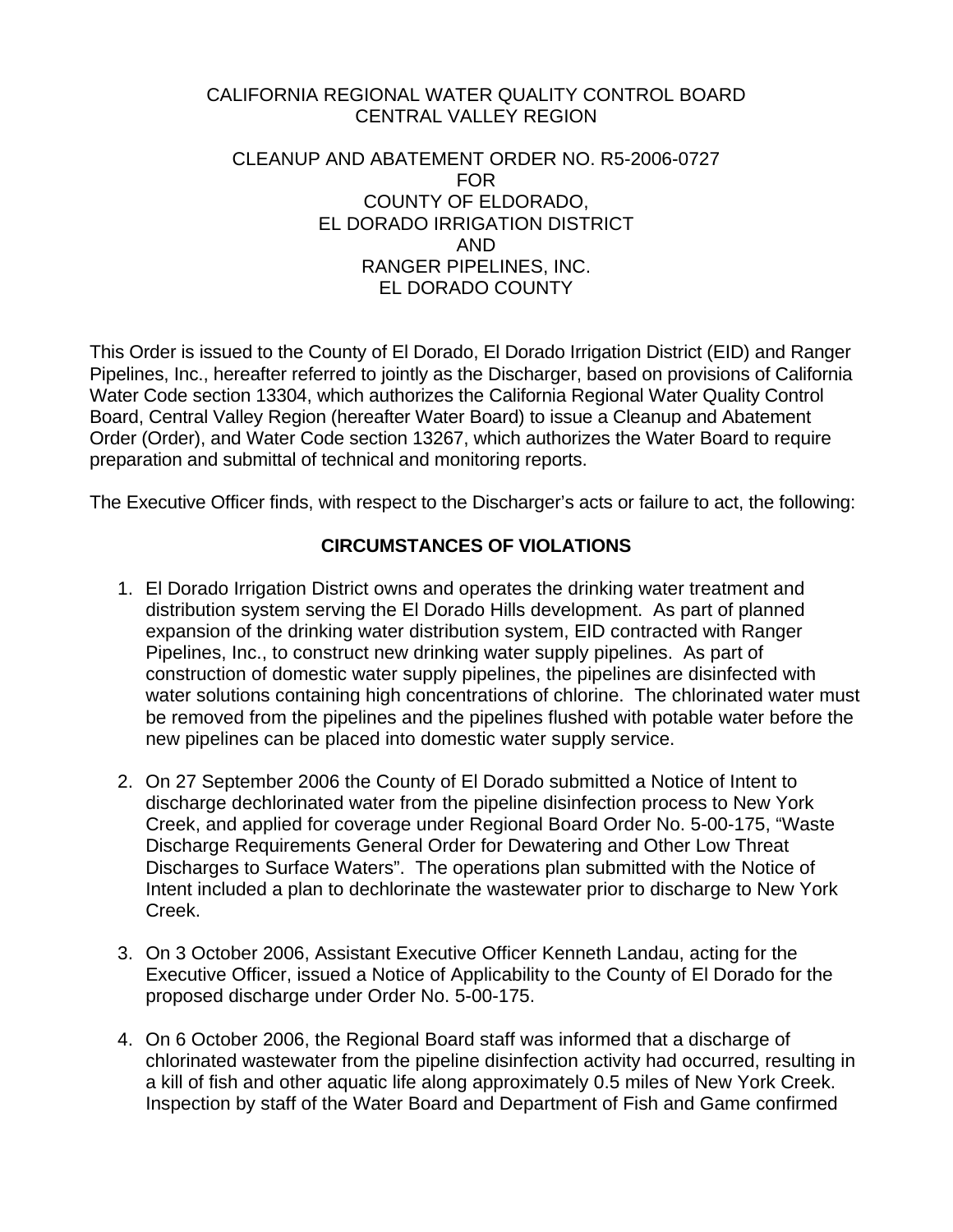CALIFORNIA REGIONAL WATER QUALITY CONTROL BOARD
CENTRAL VALLEY REGION

CLEANUP AND ABATEMENT ORDER NO. R5-2006-0727
FOR
COUNTY OF ELDORADO,
EL DORADO IRRIGATION DISTRICT
AND
RANGER PIPELINES, INC.
EL DORADO COUNTY

This Order is issued to the County of El Dorado, El Dorado Irrigation District (EID) and Ranger Pipelines, Inc., hereafter referred to jointly as the Discharger, based on provisions of California Water Code section 13304, which authorizes the California Regional Water Quality Control Board, Central Valley Region (hereafter Water Board) to issue a Cleanup and Abatement Order (Order), and Water Code section 13267, which authorizes the Water Board to require preparation and submittal of technical and monitoring reports.

The Executive Officer finds, with respect to the Discharger's acts or failure to act, the following:

## CIRCUMSTANCES OF VIOLATIONS

1. El Dorado Irrigation District owns and operates the drinking water treatment and distribution system serving the El Dorado Hills development. As part of planned expansion of the drinking water distribution system, EID contracted with Ranger Pipelines, Inc., to construct new drinking water supply pipelines. As part of construction of domestic water supply pipelines, the pipelines are disinfected with water solutions containing high concentrations of chlorine. The chlorinated water must be removed from the pipelines and the pipelines flushed with potable water before the new pipelines can be placed into domestic water supply service.

2. On 27 September 2006 the County of El Dorado submitted a Notice of Intent to discharge dechlorinated water from the pipeline disinfection process to New York Creek, and applied for coverage under Regional Board Order No. 5-00-175, "Waste Discharge Requirements General Order for Dewatering and Other Low Threat Discharges to Surface Waters". The operations plan submitted with the Notice of Intent included a plan to dechlorinate the wastewater prior to discharge to New York Creek.

3. On 3 October 2006, Assistant Executive Officer Kenneth Landau, acting for the Executive Officer, issued a Notice of Applicability to the County of El Dorado for the proposed discharge under Order No. 5-00-175.

4. On 6 October 2006, the Regional Board staff was informed that a discharge of chlorinated wastewater from the pipeline disinfection activity had occurred, resulting in a kill of fish and other aquatic life along approximately 0.5 miles of New York Creek. Inspection by staff of the Water Board and Department of Fish and Game confirmed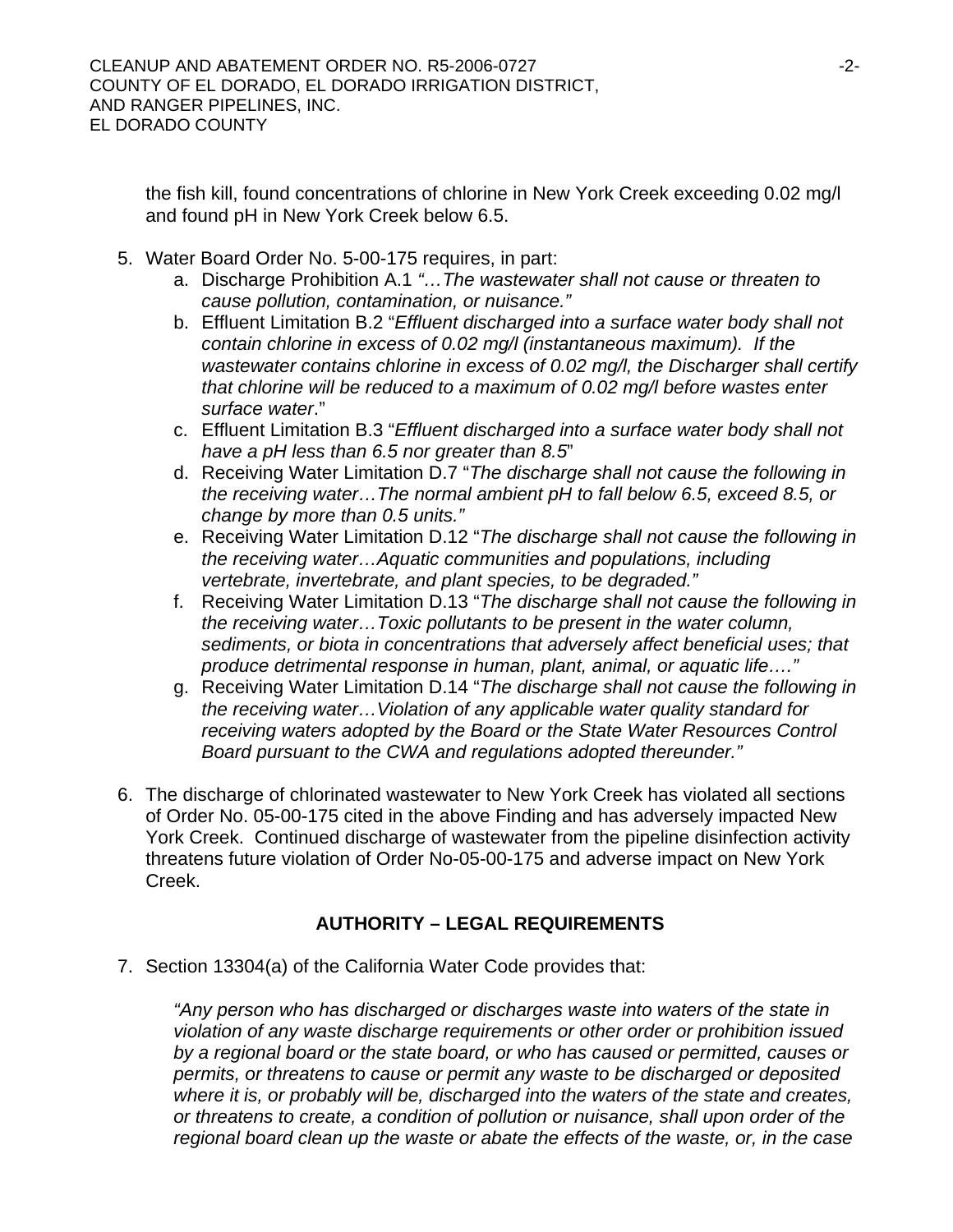the fish kill, found concentrations of chlorine in New York Creek exceeding 0.02 mg/l and found pH in New York Creek below 6.5.

5. Water Board Order No. 5-00-175 requires, in part:
    a. Discharge Prohibition A.1 *"…The wastewater shall not cause or threaten to cause pollution, contamination, or nuisance."*
    b. Effluent Limitation B.2 "*Effluent discharged into a surface water body shall not contain chlorine in excess of 0.02 mg/l (instantaneous maximum). If the wastewater contains chlorine in excess of 0.02 mg/l, the Discharger shall certify that chlorine will be reduced to a maximum of 0.02 mg/l before wastes enter surface water*."
    c. Effluent Limitation B.3 "*Effluent discharged into a surface water body shall not have a pH less than 6.5 nor greater than 8.5*"
    d. Receiving Water Limitation D.7 "*The discharge shall not cause the following in the receiving water…The normal ambient pH to fall below 6.5, exceed 8.5, or change by more than 0.5 units."*
    e. Receiving Water Limitation D.12 "*The discharge shall not cause the following in the receiving water…Aquatic communities and populations, including vertebrate, invertebrate, and plant species, to be degraded."*
    f. Receiving Water Limitation D.13 "*The discharge shall not cause the following in the receiving water…Toxic pollutants to be present in the water column, sediments, or biota in concentrations that adversely affect beneficial uses; that produce detrimental response in human, plant, animal, or aquatic life…."*
    g. Receiving Water Limitation D.14 "*The discharge shall not cause the following in the receiving water…Violation of any applicable water quality standard for receiving waters adopted by the Board or the State Water Resources Control Board pursuant to the CWA and regulations adopted thereunder."*

6. The discharge of chlorinated wastewater to New York Creek has violated all sections of Order No. 05-00-175 cited in the above Finding and has adversely impacted New York Creek. Continued discharge of wastewater from the pipeline disinfection activity threatens future violation of Order No-05-00-175 and adverse impact on New York Creek.

## AUTHORITY – LEGAL REQUIREMENTS

7. Section 13304(a) of the California Water Code provides that:

    *"Any person who has discharged or discharges waste into waters of the state in violation of any waste discharge requirements or other order or prohibition issued by a regional board or the state board, or who has caused or permitted, causes or permits, or threatens to cause or permit any waste to be discharged or deposited where it is, or probably will be, discharged into the waters of the state and creates, or threatens to create, a condition of pollution or nuisance, shall upon order of the regional board clean up the waste or abate the effects of the waste, or, in the case*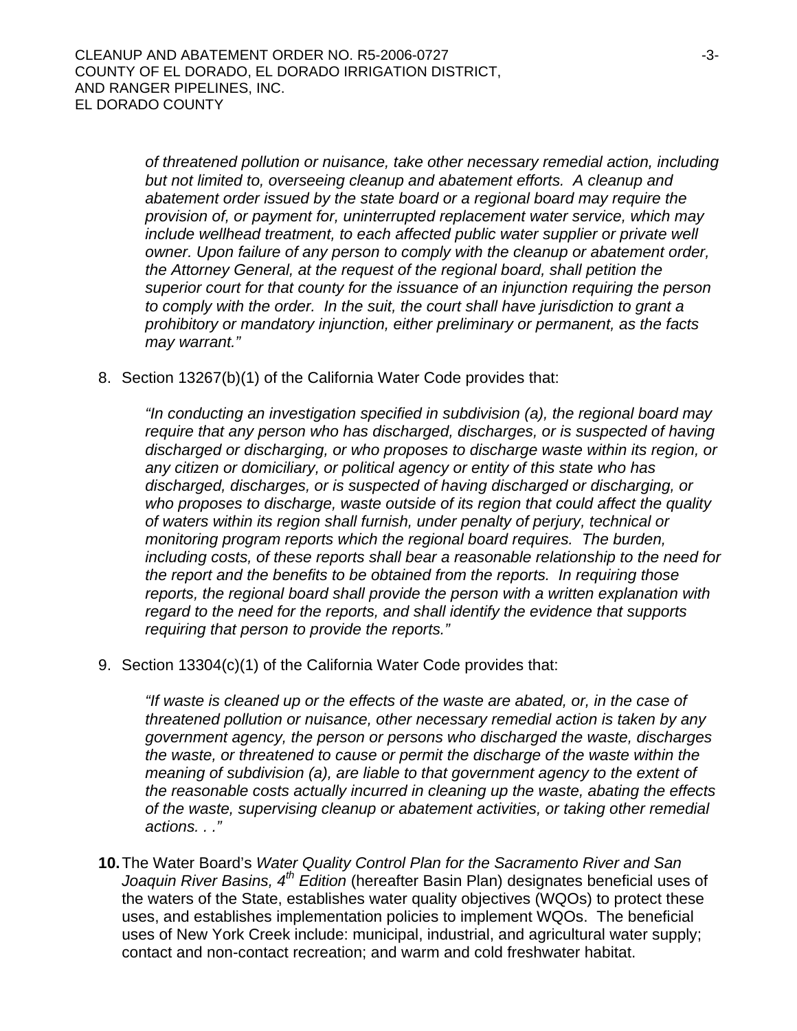*of threatened pollution or nuisance, take other necessary remedial action, including but not limited to, overseeing cleanup and abatement efforts. A cleanup and abatement order issued by the state board or a regional board may require the provision of, or payment for, uninterrupted replacement water service, which may include wellhead treatment, to each affected public water supplier or private well owner. Upon failure of any person to comply with the cleanup or abatement order, the Attorney General, at the request of the regional board, shall petition the superior court for that county for the issuance of an injunction requiring the person to comply with the order. In the suit, the court shall have jurisdiction to grant a prohibitory or mandatory injunction, either preliminary or permanent, as the facts may warrant."*

8. Section 13267(b)(1) of the California Water Code provides that:

   *"In conducting an investigation specified in subdivision (a), the regional board may require that any person who has discharged, discharges, or is suspected of having discharged or discharging, or who proposes to discharge waste within its region, or any citizen or domiciliary, or political agency or entity of this state who has discharged, discharges, or is suspected of having discharged or discharging, or who proposes to discharge, waste outside of its region that could affect the quality of waters within its region shall furnish, under penalty of perjury, technical or monitoring program reports which the regional board requires. The burden, including costs, of these reports shall bear a reasonable relationship to the need for the report and the benefits to be obtained from the reports. In requiring those reports, the regional board shall provide the person with a written explanation with regard to the need for the reports, and shall identify the evidence that supports requiring that person to provide the reports."*

9. Section 13304(c)(1) of the California Water Code provides that:

   *"If waste is cleaned up or the effects of the waste are abated, or, in the case of threatened pollution or nuisance, other necessary remedial action is taken by any government agency, the person or persons who discharged the waste, discharges the waste, or threatened to cause or permit the discharge of the waste within the meaning of subdivision (a), are liable to that government agency to the extent of the reasonable costs actually incurred in cleaning up the waste, abating the effects of the waste, supervising cleanup or abatement activities, or taking other remedial actions. . ."*

**10.** The Water Board's *Water Quality Control Plan for the Sacramento River and San Joaquin River Basins, 4th Edition* (hereafter Basin Plan) designates beneficial uses of the waters of the State, establishes water quality objectives (WQOs) to protect these uses, and establishes implementation policies to implement WQOs. The beneficial uses of New York Creek include: municipal, industrial, and agricultural water supply; contact and non-contact recreation; and warm and cold freshwater habitat.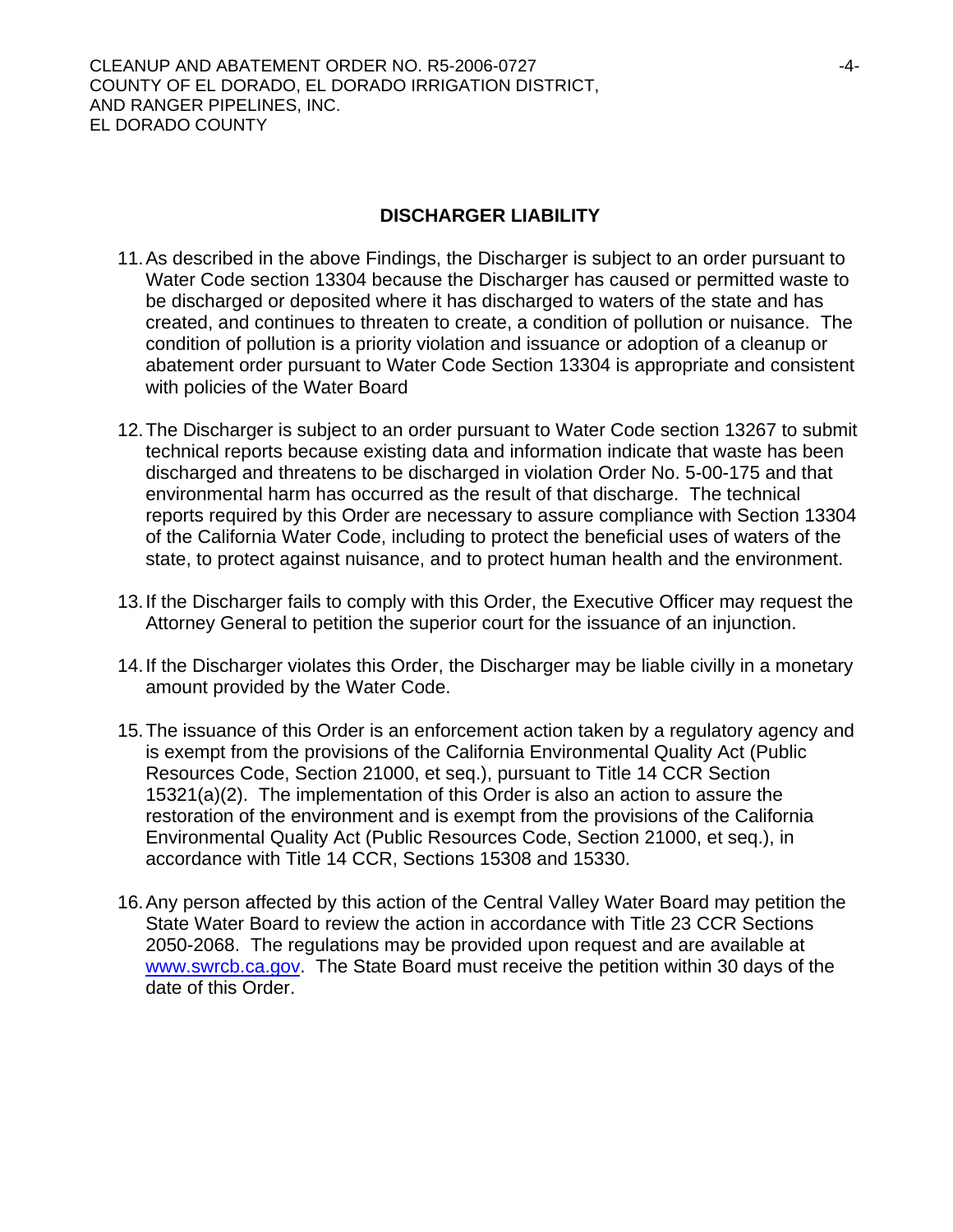## DISCHARGER LIABILITY

11. As described in the above Findings, the Discharger is subject to an order pursuant to Water Code section 13304 because the Discharger has caused or permitted waste to be discharged or deposited where it has discharged to waters of the state and has created, and continues to threaten to create, a condition of pollution or nuisance. The condition of pollution is a priority violation and issuance or adoption of a cleanup or abatement order pursuant to Water Code Section 13304 is appropriate and consistent with policies of the Water Board

12. The Discharger is subject to an order pursuant to Water Code section 13267 to submit technical reports because existing data and information indicate that waste has been discharged and threatens to be discharged in violation Order No. 5-00-175 and that environmental harm has occurred as the result of that discharge. The technical reports required by this Order are necessary to assure compliance with Section 13304 of the California Water Code, including to protect the beneficial uses of waters of the state, to protect against nuisance, and to protect human health and the environment.

13. If the Discharger fails to comply with this Order, the Executive Officer may request the Attorney General to petition the superior court for the issuance of an injunction.

14. If the Discharger violates this Order, the Discharger may be liable civilly in a monetary amount provided by the Water Code.

15. The issuance of this Order is an enforcement action taken by a regulatory agency and is exempt from the provisions of the California Environmental Quality Act (Public Resources Code, Section 21000, et seq.), pursuant to Title 14 CCR Section 15321(a)(2). The implementation of this Order is also an action to assure the restoration of the environment and is exempt from the provisions of the California Environmental Quality Act (Public Resources Code, Section 21000, et seq.), in accordance with Title 14 CCR, Sections 15308 and 15330.

16. Any person affected by this action of the Central Valley Water Board may petition the State Water Board to review the action in accordance with Title 23 CCR Sections 2050-2068. The regulations may be provided upon request and are available at www.swrcb.ca.gov. The State Board must receive the petition within 30 days of the date of this Order.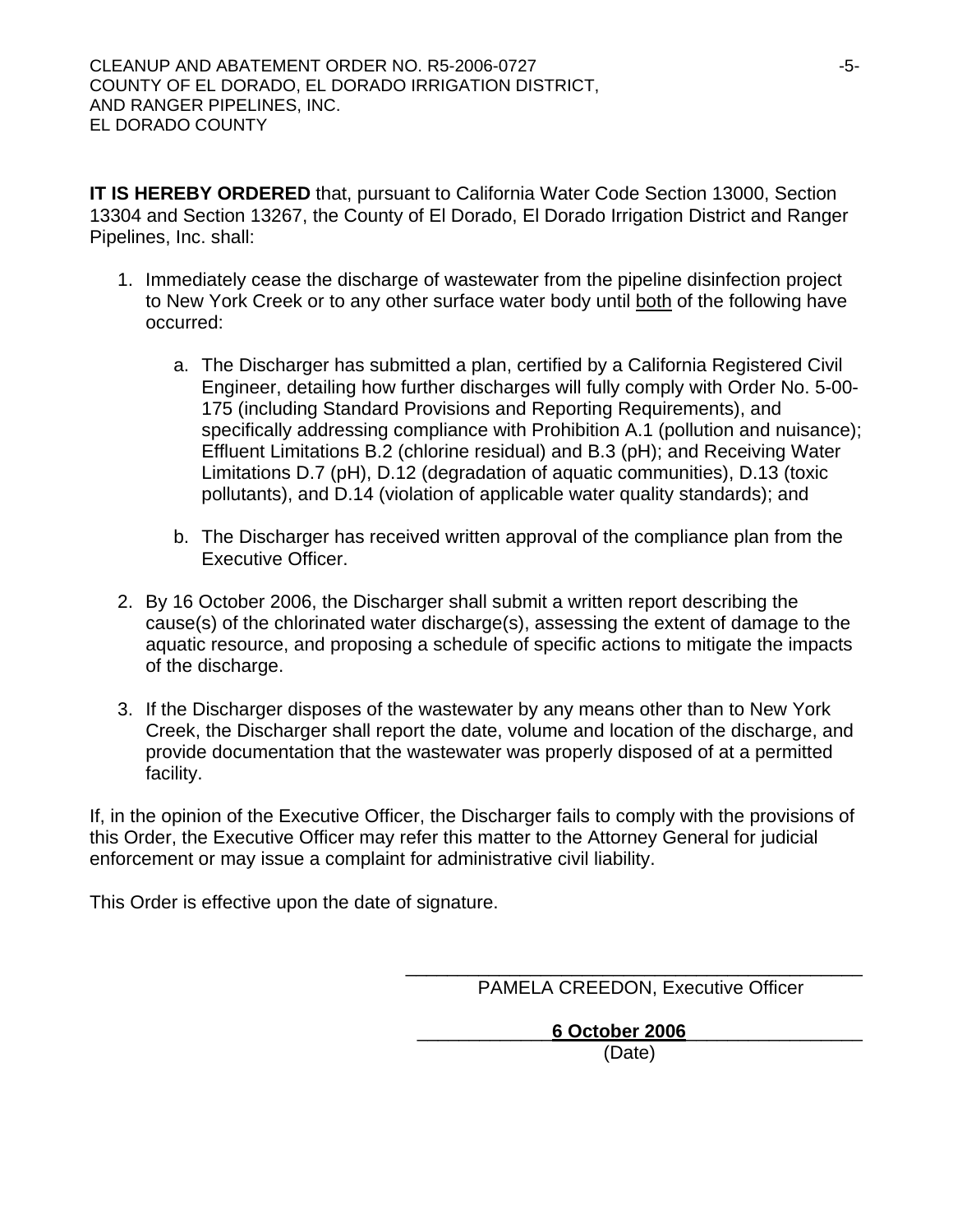**IT IS HEREBY ORDERED** that, pursuant to California Water Code Section 13000, Section 13304 and Section 13267, the County of El Dorado, El Dorado Irrigation District and Ranger Pipelines, Inc. shall:

1. Immediately cease the discharge of wastewater from the pipeline disinfection project to New York Creek or to any other surface water body until both of the following have occurred:

    a. The Discharger has submitted a plan, certified by a California Registered Civil Engineer, detailing how further discharges will fully comply with Order No. 5-00-175 (including Standard Provisions and Reporting Requirements), and specifically addressing compliance with Prohibition A.1 (pollution and nuisance); Effluent Limitations B.2 (chlorine residual) and B.3 (pH); and Receiving Water Limitations D.7 (pH), D.12 (degradation of aquatic communities), D.13 (toxic pollutants), and D.14 (violation of applicable water quality standards); and

    b. The Discharger has received written approval of the compliance plan from the Executive Officer.

2. By 16 October 2006, the Discharger shall submit a written report describing the cause(s) of the chlorinated water discharge(s), assessing the extent of damage to the aquatic resource, and proposing a schedule of specific actions to mitigate the impacts of the discharge.

3. If the Discharger disposes of the wastewater by any means other than to New York Creek, the Discharger shall report the date, volume and location of the discharge, and provide documentation that the wastewater was properly disposed of at a permitted facility.

If, in the opinion of the Executive Officer, the Discharger fails to comply with the provisions of this Order, the Executive Officer may refer this matter to the Attorney General for judicial enforcement or may issue a complaint for administrative civil liability.

This Order is effective upon the date of signature.

\_\_\_\_\_\_\_\_\_\_\_\_\_\_\_\_\_\_\_\_\_\_\_\_\_\_\_\_\_\_\_\_\_\_\_\_\_\_\_\_\_\_

PAMELA CREEDON, Executive Officer

**6 October 2006**

(Date)